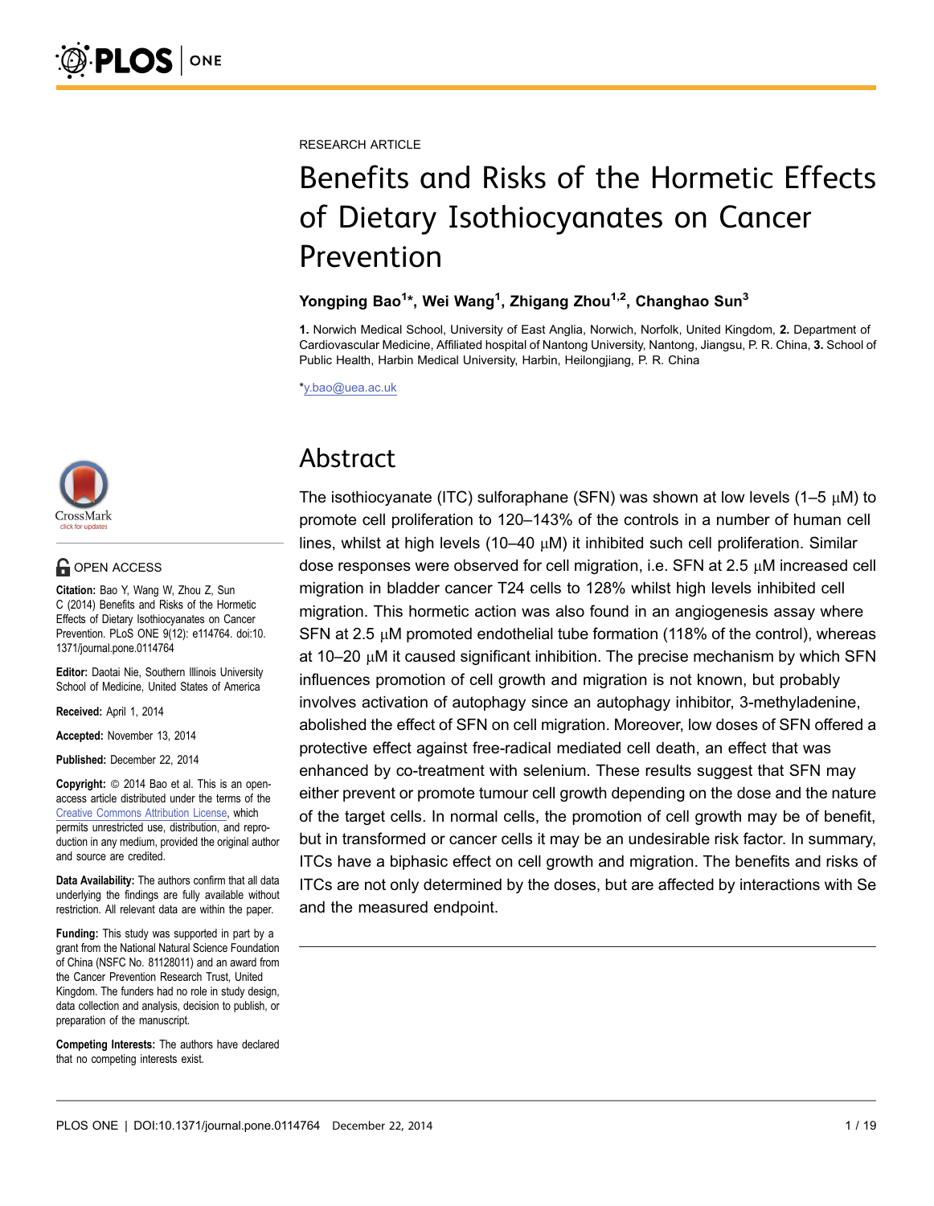RESEARCH ARTICLE

# Benefits and Risks of the Hormetic Effects of Dietary Isothiocyanates on Cancer Prevention

**Yongping Bao[1]*, Wei Wang[1], Zhigang Zhou[1,2], Changhao Sun[3]**

1. Norwich Medical School, University of East Anglia, Norwich, Norfolk, United Kingdom, 2. Department of Cardiovascular Medicine, Affiliated hospital of Nantong University, Nantong, Jiangsu, P. R. China, 3. School of Public Health, Harbin Medical University, Harbin, Heilongjiang, P. R. China

*y.bao@uea.ac.uk

OPEN ACCESS

**Citation:** Bao Y, Wang W, Zhou Z, Sun C (2014) Benefits and Risks of the Hormetic Effects of Dietary Isothiocyanates on Cancer Prevention. PLoS ONE 9(12): e114764. doi:10.1371/journal.pone.0114764

**Editor:** Daotai Nie, Southern Illinois University School of Medicine, United States of America

**Received:** April 1, 2014

**Accepted:** November 13, 2014

**Published:** December 22, 2014

**Copyright:** © 2014 Bao et al. This is an open-access article distributed under the terms of the Creative Commons Attribution License, which permits unrestricted use, distribution, and reproduction in any medium, provided the original author and source are credited.

**Data Availability:** The authors confirm that all data underlying the findings are fully available without restriction. All relevant data are within the paper.

**Funding:** This study was supported in part by a grant from the National Natural Science Foundation of China (NSFC No. 81128011) and an award from the Cancer Prevention Research Trust, United Kingdom. The funders had no role in study design, data collection and analysis, decision to publish, or preparation of the manuscript.

**Competing Interests:** The authors have declared that no competing interests exist.

## Abstract

The isothiocyanate (ITC) sulforaphane (SFN) was shown at low levels (1–5 μM) to promote cell proliferation to 120–143% of the controls in a number of human cell lines, whilst at high levels (10–40 μM) it inhibited such cell proliferation. Similar dose responses were observed for cell migration, i.e. SFN at 2.5 μM increased cell migration in bladder cancer T24 cells to 128% whilst high levels inhibited cell migration. This hormetic action was also found in an angiogenesis assay where SFN at 2.5 μM promoted endothelial tube formation (118% of the control), whereas at 10–20 μM it caused significant inhibition. The precise mechanism by which SFN influences promotion of cell growth and migration is not known, but probably involves activation of autophagy since an autophagy inhibitor, 3-methyladenine, abolished the effect of SFN on cell migration. Moreover, low doses of SFN offered a protective effect against free-radical mediated cell death, an effect that was enhanced by co-treatment with selenium. These results suggest that SFN may either prevent or promote tumour cell growth depending on the dose and the nature of the target cells. In normal cells, the promotion of cell growth may be of benefit, but in transformed or cancer cells it may be an undesirable risk factor. In summary, ITCs have a biphasic effect on cell growth and migration. The benefits and risks of ITCs are not only determined by the doses, but are affected by interactions with Se and the measured endpoint.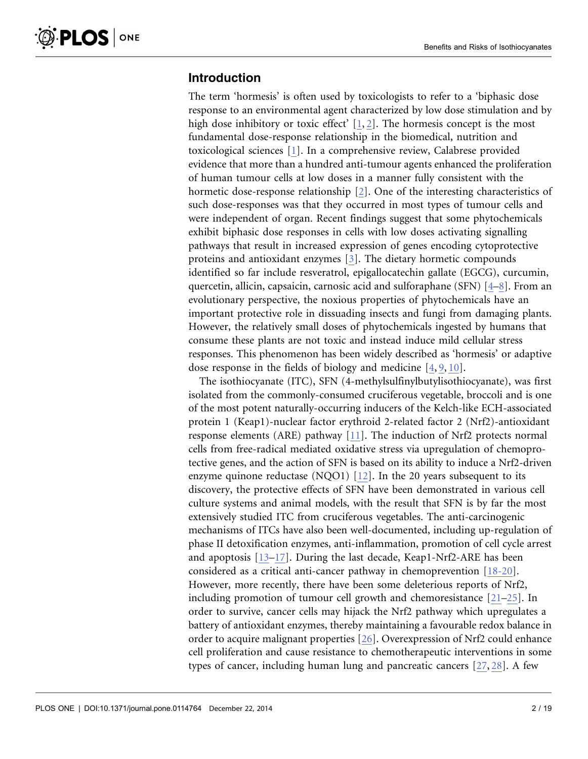## Introduction

The term 'hormesis' is often used by toxicologists to refer to a 'biphasic dose response to an environmental agent characterized by low dose stimulation and by high dose inhibitory or toxic effect' [1, 2]. The hormesis concept is the most fundamental dose-response relationship in the biomedical, nutrition and toxicological sciences [1]. In a comprehensive review, Calabrese provided evidence that more than a hundred anti-tumour agents enhanced the proliferation of human tumour cells at low doses in a manner fully consistent with the hormetic dose-response relationship [2]. One of the interesting characteristics of such dose-responses was that they occurred in most types of tumour cells and were independent of organ. Recent findings suggest that some phytochemicals exhibit biphasic dose responses in cells with low doses activating signalling pathways that result in increased expression of genes encoding cytoprotective proteins and antioxidant enzymes [3]. The dietary hormetic compounds identified so far include resveratrol, epigallocatechin gallate (EGCG), curcumin, quercetin, allicin, capsaicin, carnosic acid and sulforaphane (SFN) [4–8]. From an evolutionary perspective, the noxious properties of phytochemicals have an important protective role in dissuading insects and fungi from damaging plants. However, the relatively small doses of phytochemicals ingested by humans that consume these plants are not toxic and instead induce mild cellular stress responses. This phenomenon has been widely described as 'hormesis' or adaptive dose response in the fields of biology and medicine [4, 9, 10].

The isothiocyanate (ITC), SFN (4-methylsulfinylbutylisothiocyanate), was first isolated from the commonly-consumed cruciferous vegetable, broccoli and is one of the most potent naturally-occurring inducers of the Kelch-like ECH-associated protein 1 (Keap1)-nuclear factor erythroid 2-related factor 2 (Nrf2)-antioxidant response elements (ARE) pathway [11]. The induction of Nrf2 protects normal cells from free-radical mediated oxidative stress via upregulation of chemoprotective genes, and the action of SFN is based on its ability to induce a Nrf2-driven enzyme quinone reductase (NQO1) [12]. In the 20 years subsequent to its discovery, the protective effects of SFN have been demonstrated in various cell culture systems and animal models, with the result that SFN is by far the most extensively studied ITC from cruciferous vegetables. The anti-carcinogenic mechanisms of ITCs have also been well-documented, including up-regulation of phase II detoxification enzymes, anti-inflammation, promotion of cell cycle arrest and apoptosis [13–17]. During the last decade, Keap1-Nrf2-ARE has been considered as a critical anti-cancer pathway in chemoprevention [18-20]. However, more recently, there have been some deleterious reports of Nrf2, including promotion of tumour cell growth and chemoresistance [21–25]. In order to survive, cancer cells may hijack the Nrf2 pathway which upregulates a battery of antioxidant enzymes, thereby maintaining a favourable redox balance in order to acquire malignant properties [26]. Overexpression of Nrf2 could enhance cell proliferation and cause resistance to chemotherapeutic interventions in some types of cancer, including human lung and pancreatic cancers [27, 28]. A few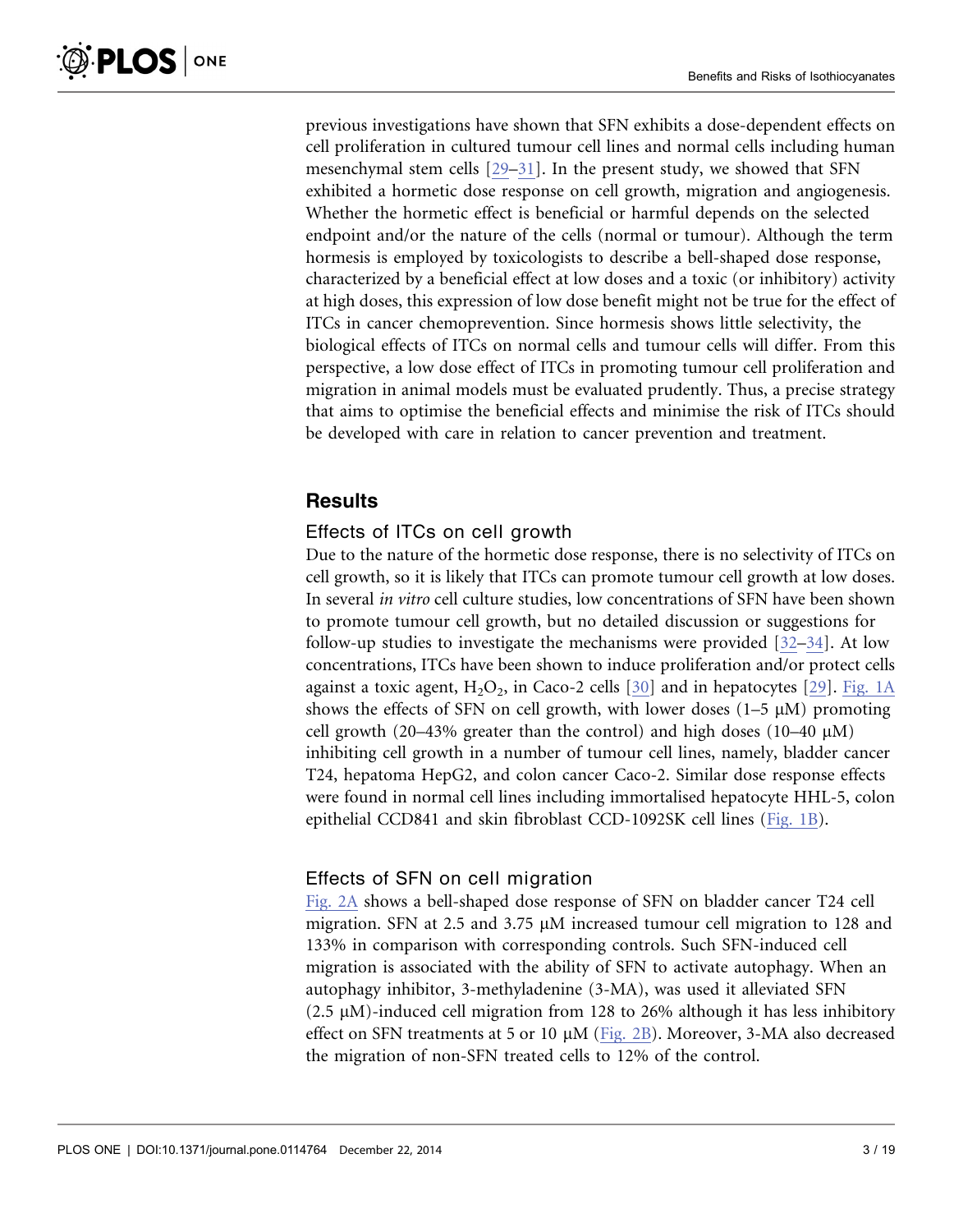previous investigations have shown that SFN exhibits a dose-dependent effects on cell proliferation in cultured tumour cell lines and normal cells including human mesenchymal stem cells [29–31]. In the present study, we showed that SFN exhibited a hormetic dose response on cell growth, migration and angiogenesis. Whether the hormetic effect is beneficial or harmful depends on the selected endpoint and/or the nature of the cells (normal or tumour). Although the term hormesis is employed by toxicologists to describe a bell-shaped dose response, characterized by a beneficial effect at low doses and a toxic (or inhibitory) activity at high doses, this expression of low dose benefit might not be true for the effect of ITCs in cancer chemoprevention. Since hormesis shows little selectivity, the biological effects of ITCs on normal cells and tumour cells will differ. From this perspective, a low dose effect of ITCs in promoting tumour cell proliferation and migration in animal models must be evaluated prudently. Thus, a precise strategy that aims to optimise the beneficial effects and minimise the risk of ITCs should be developed with care in relation to cancer prevention and treatment.

## Results

### Effects of ITCs on cell growth

Due to the nature of the hormetic dose response, there is no selectivity of ITCs on cell growth, so it is likely that ITCs can promote tumour cell growth at low doses. In several *in vitro* cell culture studies, low concentrations of SFN have been shown to promote tumour cell growth, but no detailed discussion or suggestions for follow-up studies to investigate the mechanisms were provided [32–34]. At low concentrations, ITCs have been shown to induce proliferation and/or protect cells against a toxic agent, $H_2O_2$, in Caco-2 cells [30] and in hepatocytes [29]. Fig. 1A shows the effects of SFN on cell growth, with lower doses (1–5 μM) promoting cell growth (20–43% greater than the control) and high doses (10–40 μM) inhibiting cell growth in a number of tumour cell lines, namely, bladder cancer T24, hepatoma HepG2, and colon cancer Caco-2. Similar dose response effects were found in normal cell lines including immortalised hepatocyte HHL-5, colon epithelial CCD841 and skin fibroblast CCD-1092SK cell lines (Fig. 1B).

### Effects of SFN on cell migration

Fig. 2A shows a bell-shaped dose response of SFN on bladder cancer T24 cell migration. SFN at 2.5 and 3.75 μM increased tumour cell migration to 128 and 133% in comparison with corresponding controls. Such SFN-induced cell migration is associated with the ability of SFN to activate autophagy. When an autophagy inhibitor, 3-methyladenine (3-MA), was used it alleviated SFN (2.5 μM)-induced cell migration from 128 to 26% although it has less inhibitory effect on SFN treatments at 5 or 10 μM (Fig. 2B). Moreover, 3-MA also decreased the migration of non-SFN treated cells to 12% of the control.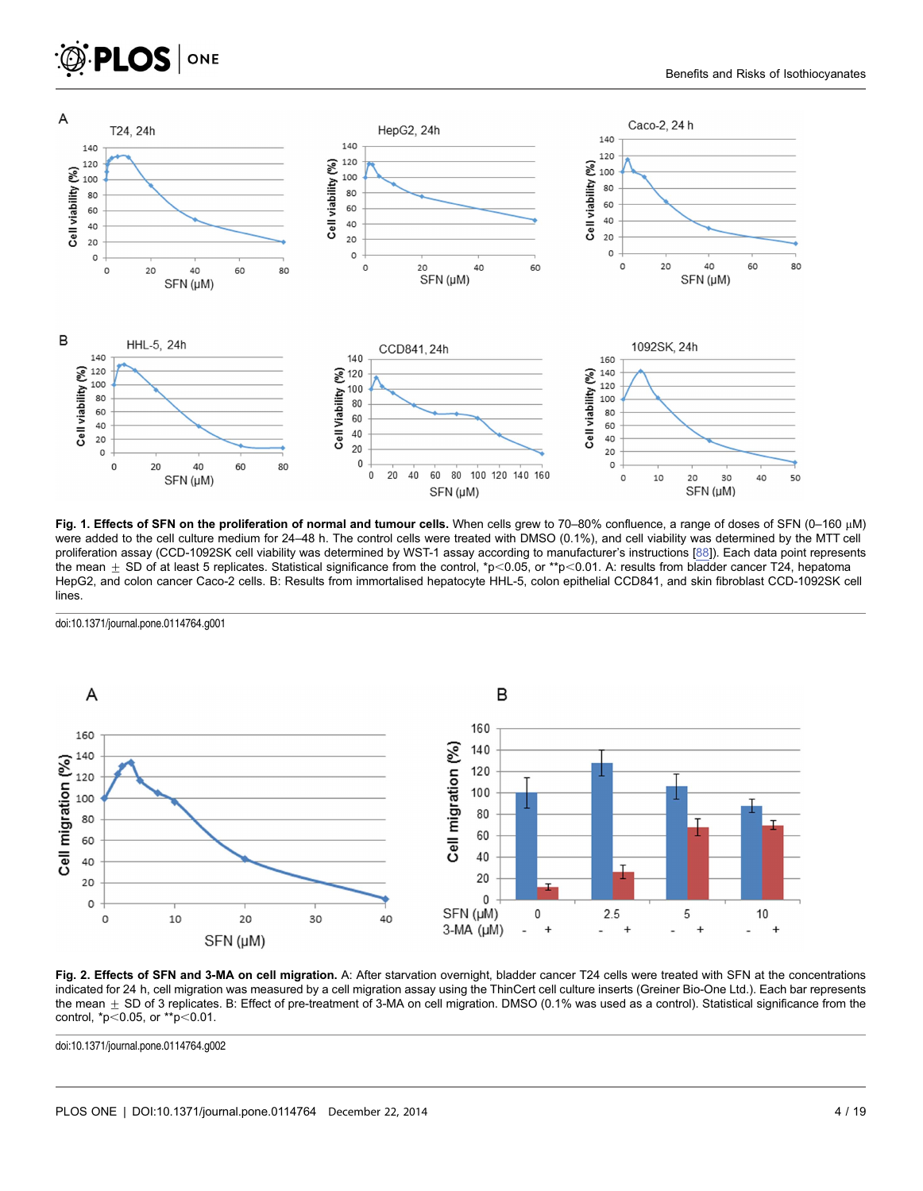**Fig. 1. Effects of SFN on the proliferation of normal and tumour cells.** When cells grew to 70–80% confluence, a range of doses of SFN (0–160 μM) were added to the cell culture medium for 24–48 h. The control cells were treated with DMSO (0.1%), and cell viability was determined by the MTT cell proliferation assay (CCD-1092SK cell viability was determined by WST-1 assay according to manufacturer's instructions [88]). Each data point represents the mean ± SD of at least 5 replicates. Statistical significance from the control, *p<0.05, or **p<0.01. A: results from bladder cancer T24, hepatoma HepG2, and colon cancer Caco-2 cells. B: Results from immortalised hepatocyte HHL-5, colon epithelial CCD841, and skin fibroblast CCD-1092SK cell lines.

doi:10.1371/journal.pone.0114764.g001

**Fig. 2. Effects of SFN and 3-MA on cell migration.** A: After starvation overnight, bladder cancer T24 cells were treated with SFN at the concentrations indicated for 24 h, cell migration was measured by a cell migration assay using the ThinCert cell culture inserts (Greiner Bio-One Ltd.). Each bar represents the mean ± SD of 3 replicates. B: Effect of pre-treatment of 3-MA on cell migration. DMSO (0.1% was used as a control). Statistical significance from the control, *p<0.05, or **p<0.01.

doi:10.1371/journal.pone.0114764.g002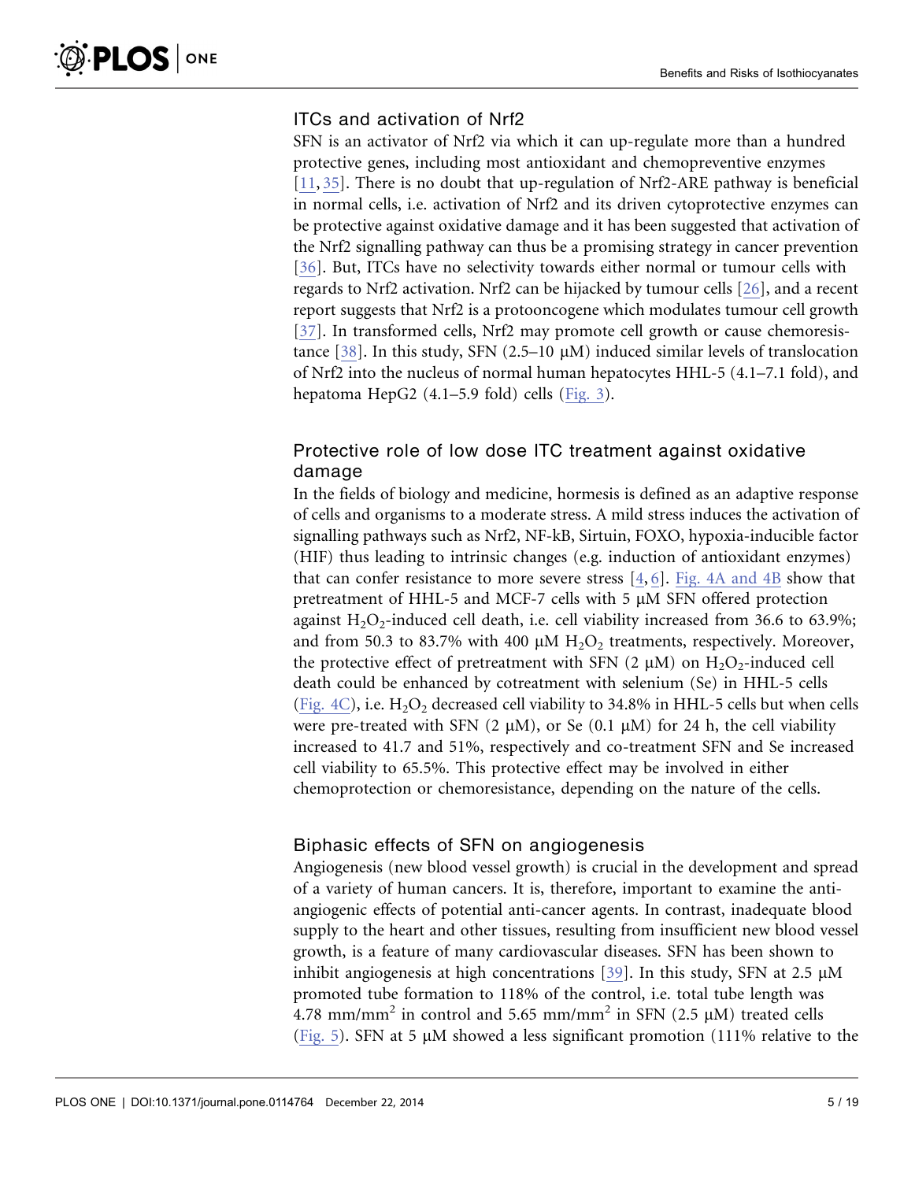## ITCs and activation of Nrf2

SFN is an activator of Nrf2 via which it can up-regulate more than a hundred protective genes, including most antioxidant and chemopreventive enzymes [11, 35]. There is no doubt that up-regulation of Nrf2-ARE pathway is beneficial in normal cells, i.e. activation of Nrf2 and its driven cytoprotective enzymes can be protective against oxidative damage and it has been suggested that activation of the Nrf2 signalling pathway can thus be a promising strategy in cancer prevention [36]. But, ITCs have no selectivity towards either normal or tumour cells with regards to Nrf2 activation. Nrf2 can be hijacked by tumour cells [26], and a recent report suggests that Nrf2 is a protooncogene which modulates tumour cell growth [37]. In transformed cells, Nrf2 may promote cell growth or cause chemoresistance [38]. In this study, SFN (2.5–10 μM) induced similar levels of translocation of Nrf2 into the nucleus of normal human hepatocytes HHL-5 (4.1–7.1 fold), and hepatoma HepG2 (4.1–5.9 fold) cells (Fig. 3).

## Protective role of low dose ITC treatment against oxidative damage

In the fields of biology and medicine, hormesis is defined as an adaptive response of cells and organisms to a moderate stress. A mild stress induces the activation of signalling pathways such as Nrf2, NF-kB, Sirtuin, FOXO, hypoxia-inducible factor (HIF) thus leading to intrinsic changes (e.g. induction of antioxidant enzymes) that can confer resistance to more severe stress [4, 6]. Fig. 4A and 4B show that pretreatment of HHL-5 and MCF-7 cells with 5 μM SFN offered protection against $H_2O_2$-induced cell death, i.e. cell viability increased from 36.6 to 63.9%; and from 50.3 to 83.7% with 400 μM $H_2O_2$ treatments, respectively. Moreover, the protective effect of pretreatment with SFN (2 μM) on $H_2O_2$-induced cell death could be enhanced by cotreatment with selenium (Se) in HHL-5 cells (Fig. 4C), i.e. $H_2O_2$ decreased cell viability to 34.8% in HHL-5 cells but when cells were pre-treated with SFN (2 μM), or Se (0.1 μM) for 24 h, the cell viability increased to 41.7 and 51%, respectively and co-treatment SFN and Se increased cell viability to 65.5%. This protective effect may be involved in either chemoprotection or chemoresistance, depending on the nature of the cells.

## Biphasic effects of SFN on angiogenesis

Angiogenesis (new blood vessel growth) is crucial in the development and spread of a variety of human cancers. It is, therefore, important to examine the anti-angiogenic effects of potential anti-cancer agents. In contrast, inadequate blood supply to the heart and other tissues, resulting from insufficient new blood vessel growth, is a feature of many cardiovascular diseases. SFN has been shown to inhibit angiogenesis at high concentrations [39]. In this study, SFN at 2.5 μM promoted tube formation to 118% of the control, i.e. total tube length was 4.78 $mm/mm^2$ in control and 5.65 $mm/mm^2$ in SFN (2.5 μM) treated cells (Fig. 5). SFN at 5 μM showed a less significant promotion (111% relative to the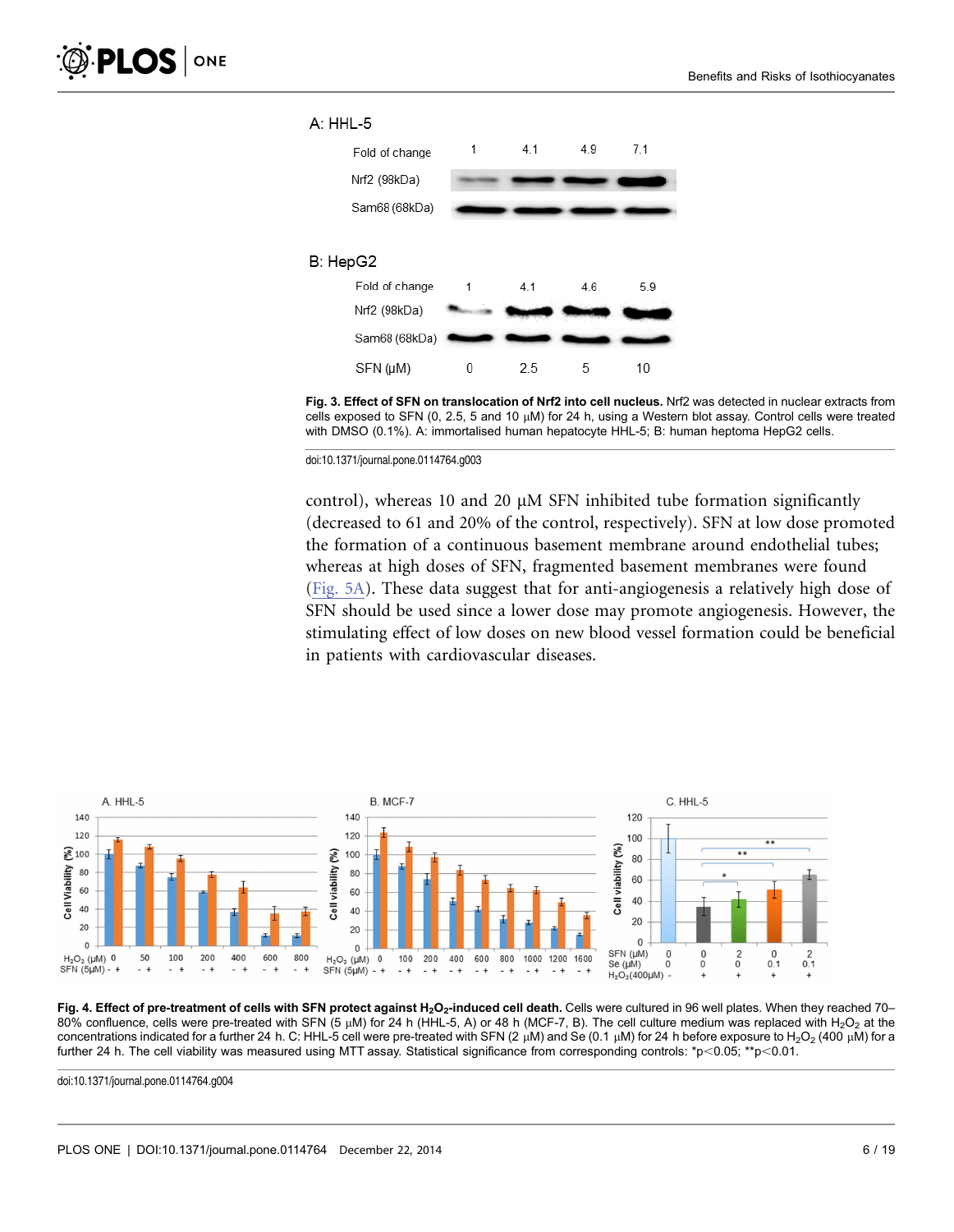Fig. 3. Effect of SFN on translocation of Nrf2 into cell nucleus. Nrf2 was detected in nuclear extracts from cells exposed to SFN (0, 2.5, 5 and 10 µM) for 24 h, using a Western blot assay. Control cells were treated with DMSO (0.1%). A: immortalised human hepatocyte HHL-5; B: human heptoma HepG2 cells.

doi:10.1371/journal.pone.0114764.g003

control), whereas 10 and 20 µM SFN inhibited tube formation significantly (decreased to 61 and 20% of the control, respectively). SFN at low dose promoted the formation of a continuous basement membrane around endothelial tubes; whereas at high doses of SFN, fragmented basement membranes were found (Fig. 5A). These data suggest that for anti-angiogenesis a relatively high dose of SFN should be used since a lower dose may promote angiogenesis. However, the stimulating effect of low doses on new blood vessel formation could be beneficial in patients with cardiovascular diseases.

**Fig. 4. Effect of pre-treatment of cells with SFN protect against $H_2O_2$-induced cell death.** Cells were cultured in 96 well plates. When they reached 70–80% confluence, cells were pre-treated with SFN (5 µM) for 24 h (HHL-5, A) or 48 h (MCF-7, B). The cell culture medium was replaced with $H_2O_2$ at the concentrations indicated for a further 24 h. C: HHL-5 cell were pre-treated with SFN (2 µM) and Se (0.1 µM) for 24 h before exposure to $H_2O_2$ (400 µM) for a further 24 h. The cell viability was measured using MTT assay. Statistical significance from corresponding controls: *p<0.05; **p<0.01.

doi:10.1371/journal.pone.0114764.g004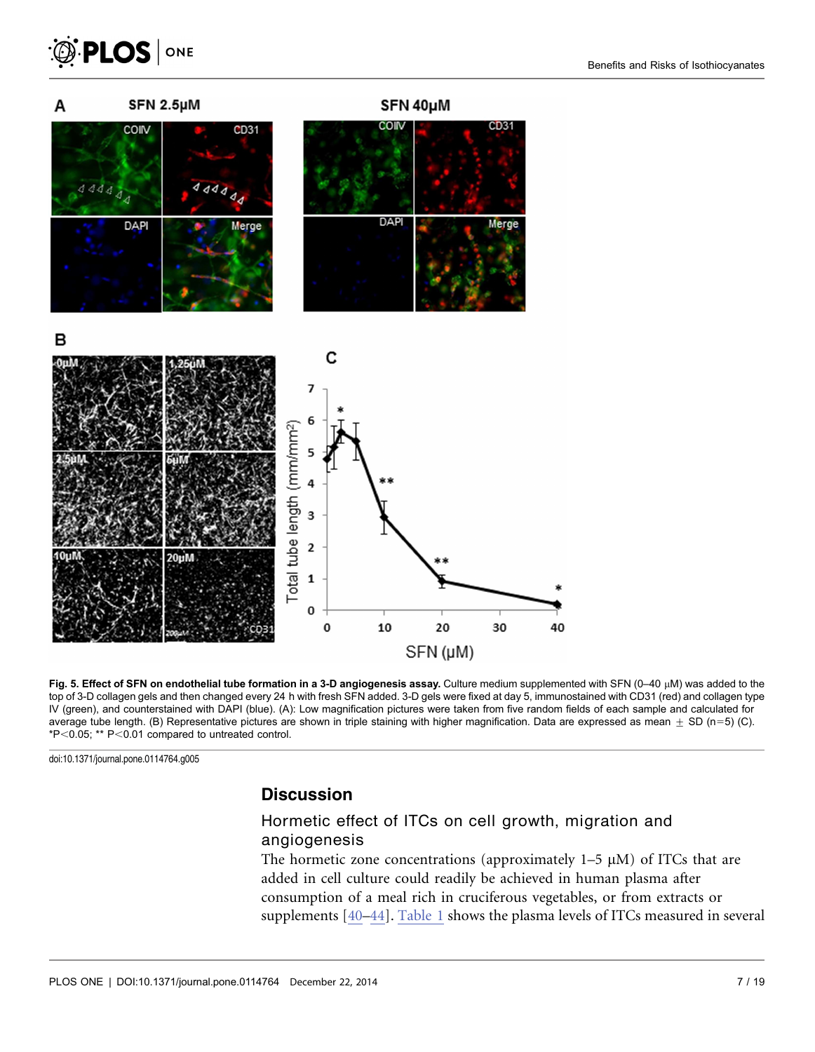**Fig. 5. Effect of SFN on endothelial tube formation in a 3-D angiogenesis assay.** Culture medium supplemented with SFN (0–40 μM) was added to the top of 3-D collagen gels and then changed every 24 h with fresh SFN added. 3-D gels were fixed at day 5, immunostained with CD31 (red) and collagen type IV (green), and counterstained with DAPI (blue). (A): Low magnification pictures were taken from five random fields of each sample and calculated for average tube length. (B) Representative pictures are shown in triple staining with higher magnification. Data are expressed as mean ± SD (n=5) (C). *P<0.05; ** P<0.01 compared to untreated control.

doi:10.1371/journal.pone.0114764.g005

## Discussion

### Hormetic effect of ITCs on cell growth, migration and angiogenesis

The hormetic zone concentrations (approximately 1–5 μM) of ITCs that are added in cell culture could readily be achieved in human plasma after consumption of a meal rich in cruciferous vegetables, or from extracts or supplements [40–44]. Table 1 shows the plasma levels of ITCs measured in several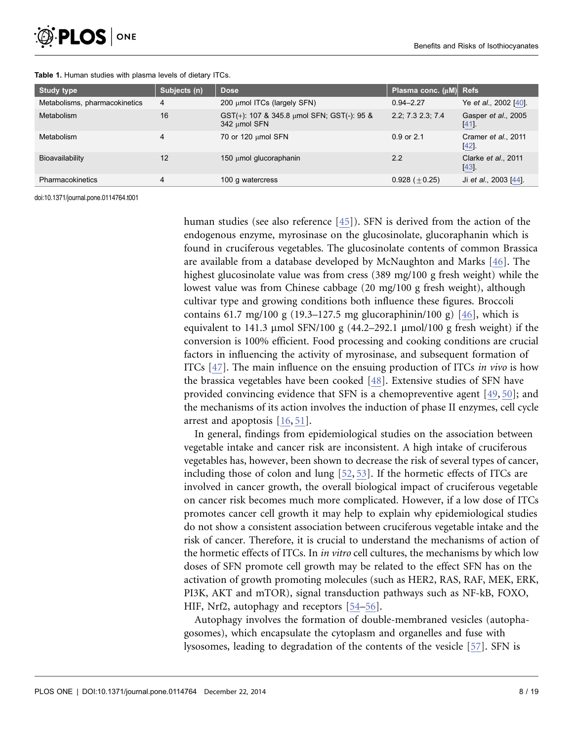**Table 1.** Human studies with plasma levels of dietary ITCs.

| Study type | Subjects (n) | Dose | Plasma conc. (μM) | Refs |
| --- | --- | --- | --- | --- |
| Metabolisms, pharmacokinetics | 4 | 200 μmol ITCs (largely SFN) | 0.94–2.27 | Ye *et al*., 2002 [40]. |
| Metabolism | 16 | GST(+): 107 & 345.8 μmol SFN; GST(-): 95 & 342 μmol SFN | 2.2; 7.3 2.3; 7.4 | Gasper *et al*., 2005 [41]. |
| Metabolism | 4 | 70 or 120 μmol SFN | 0.9 or 2.1 | Cramer *et al*., 2011 [42]. |
| Bioavailability | 12 | 150 μmol glucoraphanin | 2.2 | Clarke *et al*., 2011 [43]. |
| Pharmacokinetics | 4 | 100 g watercress | 0.928 (±0.25) | Ji *et al*., 2003 [44]. |

doi:10.1371/journal.pone.0114764.t001

human studies (see also reference [45]). SFN is derived from the action of the endogenous enzyme, myrosinase on the glucosinolate, glucoraphanin which is found in cruciferous vegetables. The glucosinolate contents of common Brassica are available from a database developed by McNaughton and Marks [46]. The highest glucosinolate value was from cress (389 mg/100 g fresh weight) while the lowest value was from Chinese cabbage (20 mg/100 g fresh weight), although cultivar type and growing conditions both influence these figures. Broccoli contains 61.7 mg/100 g (19.3–127.5 mg glucoraphinin/100 g) [46], which is equivalent to 141.3 μmol SFN/100 g (44.2–292.1 μmol/100 g fresh weight) if the conversion is 100% efficient. Food processing and cooking conditions are crucial factors in influencing the activity of myrosinase, and subsequent formation of ITCs [47]. The main influence on the ensuing production of ITCs *in vivo* is how the brassica vegetables have been cooked [48]. Extensive studies of SFN have provided convincing evidence that SFN is a chemopreventive agent [49, 50]; and the mechanisms of its action involves the induction of phase II enzymes, cell cycle arrest and apoptosis [16, 51].

In general, findings from epidemiological studies on the association between vegetable intake and cancer risk are inconsistent. A high intake of cruciferous vegetables has, however, been shown to decrease the risk of several types of cancer, including those of colon and lung [52, 53]. If the hormetic effects of ITCs are involved in cancer growth, the overall biological impact of cruciferous vegetable on cancer risk becomes much more complicated. However, if a low dose of ITCs promotes cancer cell growth it may help to explain why epidemiological studies do not show a consistent association between cruciferous vegetable intake and the risk of cancer. Therefore, it is crucial to understand the mechanisms of action of the hormetic effects of ITCs. In *in vitro* cell cultures, the mechanisms by which low doses of SFN promote cell growth may be related to the effect SFN has on the activation of growth promoting molecules (such as HER2, RAS, RAF, MEK, ERK, PI3K, AKT and mTOR), signal transduction pathways such as NF-kB, FOXO, HIF, Nrf2, autophagy and receptors [54–56].

Autophagy involves the formation of double-membraned vesicles (autophagosomes), which encapsulate the cytoplasm and organelles and fuse with lysosomes, leading to degradation of the contents of the vesicle [57]. SFN is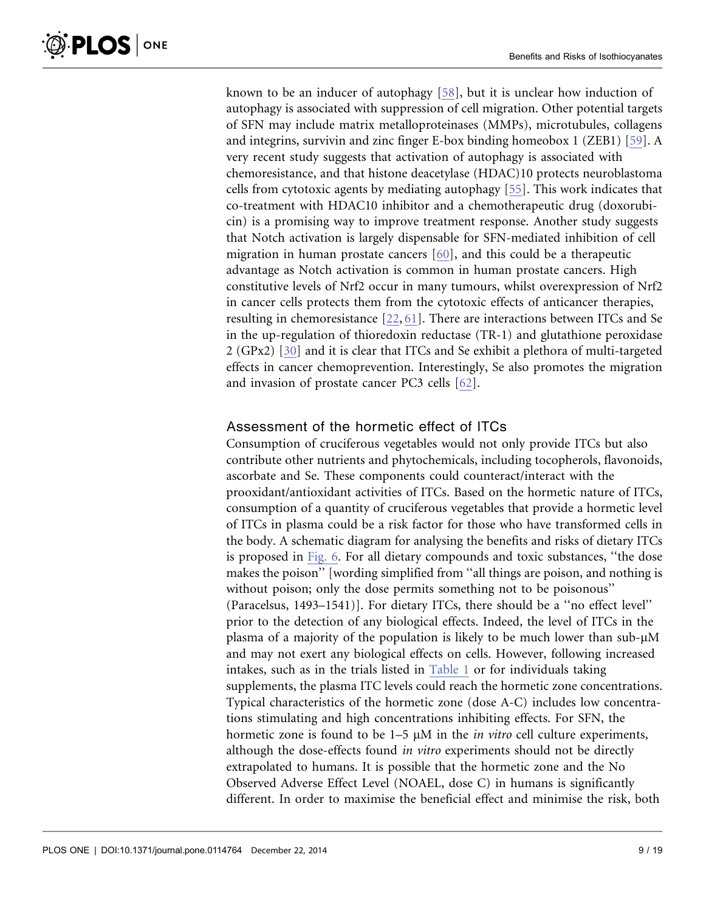known to be an inducer of autophagy [58], but it is unclear how induction of autophagy is associated with suppression of cell migration. Other potential targets of SFN may include matrix metalloproteinases (MMPs), microtubules, collagens and integrins, survivin and zinc finger E-box binding homeobox 1 (ZEB1) [59]. A very recent study suggests that activation of autophagy is associated with chemoresistance, and that histone deacetylase (HDAC)10 protects neuroblastoma cells from cytotoxic agents by mediating autophagy [55]. This work indicates that co-treatment with HDAC10 inhibitor and a chemotherapeutic drug (doxorubicin) is a promising way to improve treatment response. Another study suggests that Notch activation is largely dispensable for SFN-mediated inhibition of cell migration in human prostate cancers [60], and this could be a therapeutic advantage as Notch activation is common in human prostate cancers. High constitutive levels of Nrf2 occur in many tumours, whilst overexpression of Nrf2 in cancer cells protects them from the cytotoxic effects of anticancer therapies, resulting in chemoresistance [22, 61]. There are interactions between ITCs and Se in the up-regulation of thioredoxin reductase (TR-1) and glutathione peroxidase 2 (GPx2) [30] and it is clear that ITCs and Se exhibit a plethora of multi-targeted effects in cancer chemoprevention. Interestingly, Se also promotes the migration and invasion of prostate cancer PC3 cells [62].

## Assessment of the hormetic effect of ITCs

Consumption of cruciferous vegetables would not only provide ITCs but also contribute other nutrients and phytochemicals, including tocopherols, flavonoids, ascorbate and Se. These components could counteract/interact with the prooxidant/antioxidant activities of ITCs. Based on the hormetic nature of ITCs, consumption of a quantity of cruciferous vegetables that provide a hormetic level of ITCs in plasma could be a risk factor for those who have transformed cells in the body. A schematic diagram for analysing the benefits and risks of dietary ITCs is proposed in Fig. 6. For all dietary compounds and toxic substances, ''the dose makes the poison'' [wording simplified from ''all things are poison, and nothing is without poison; only the dose permits something not to be poisonous'' (Paracelsus, 1493–1541)]. For dietary ITCs, there should be a ''no effect level'' prior to the detection of any biological effects. Indeed, the level of ITCs in the plasma of a majority of the population is likely to be much lower than sub-μM and may not exert any biological effects on cells. However, following increased intakes, such as in the trials listed in Table 1 or for individuals taking supplements, the plasma ITC levels could reach the hormetic zone concentrations. Typical characteristics of the hormetic zone (dose A-C) includes low concentrations stimulating and high concentrations inhibiting effects. For SFN, the hormetic zone is found to be 1–5 μM in the *in vitro* cell culture experiments, although the dose-effects found *in vitro* experiments should not be directly extrapolated to humans. It is possible that the hormetic zone and the No Observed Adverse Effect Level (NOAEL, dose C) in humans is significantly different. In order to maximise the beneficial effect and minimise the risk, both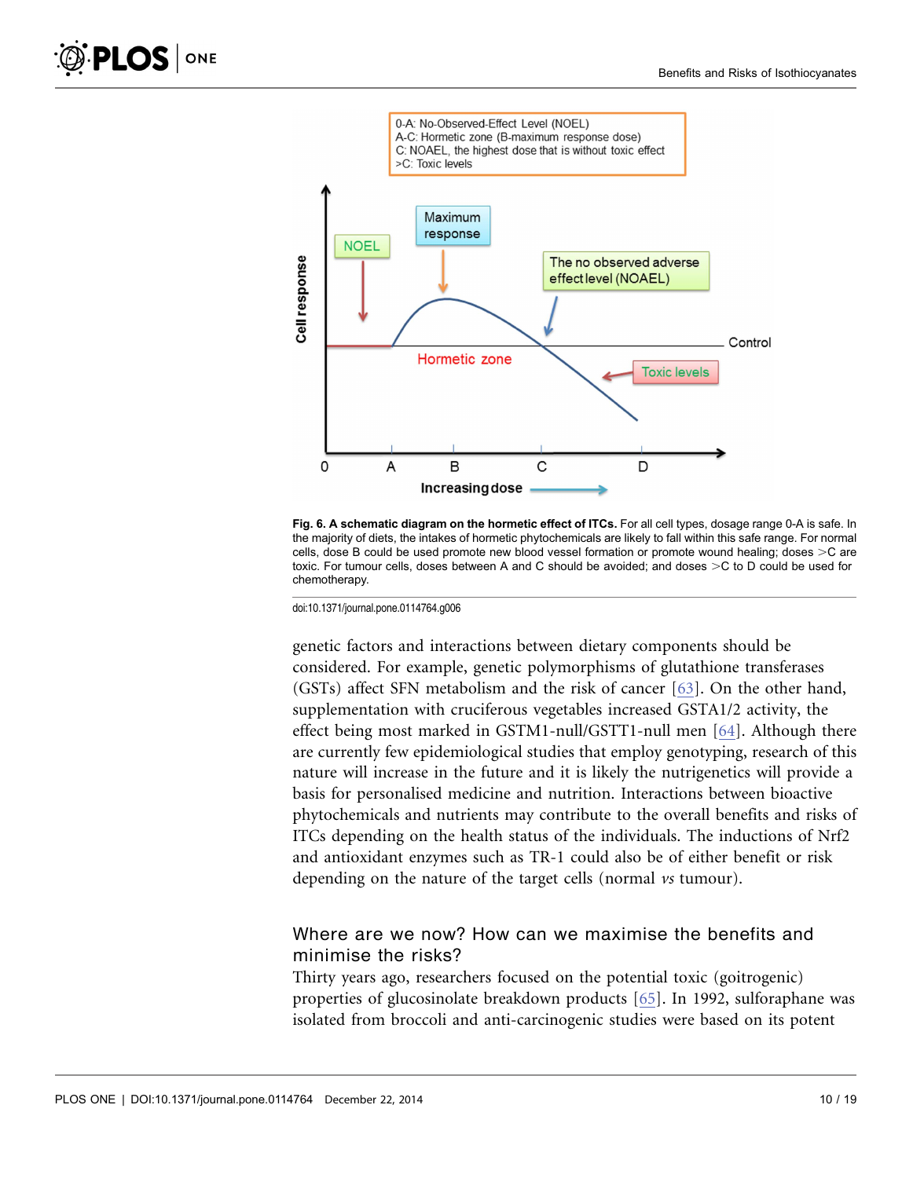**Fig. 6. A schematic diagram on the hormetic effect of ITCs.** For all cell types, dosage range 0-A is safe. In the majority of diets, the intakes of hormetic phytochemicals are likely to fall within this safe range. For normal cells, dose B could be used promote new blood vessel formation or promote wound healing; doses >C are toxic. For tumour cells, doses between A and C should be avoided; and doses >C to D could be used for chemotherapy.

doi:10.1371/journal.pone.0114764.g006

genetic factors and interactions between dietary components should be considered. For example, genetic polymorphisms of glutathione transferases (GSTs) affect SFN metabolism and the risk of cancer [63]. On the other hand, supplementation with cruciferous vegetables increased GSTA1/2 activity, the effect being most marked in GSTM1-null/GSTT1-null men [64]. Although there are currently few epidemiological studies that employ genotyping, research of this nature will increase in the future and it is likely the nutrigenetics will provide a basis for personalised medicine and nutrition. Interactions between bioactive phytochemicals and nutrients may contribute to the overall benefits and risks of ITCs depending on the health status of the individuals. The inductions of Nrf2 and antioxidant enzymes such as TR-1 could also be of either benefit or risk depending on the nature of the target cells (normal *vs* tumour).

## Where are we now? How can we maximise the benefits and minimise the risks?

Thirty years ago, researchers focused on the potential toxic (goitrogenic) properties of glucosinolate breakdown products [65]. In 1992, sulforaphane was isolated from broccoli and anti-carcinogenic studies were based on its potent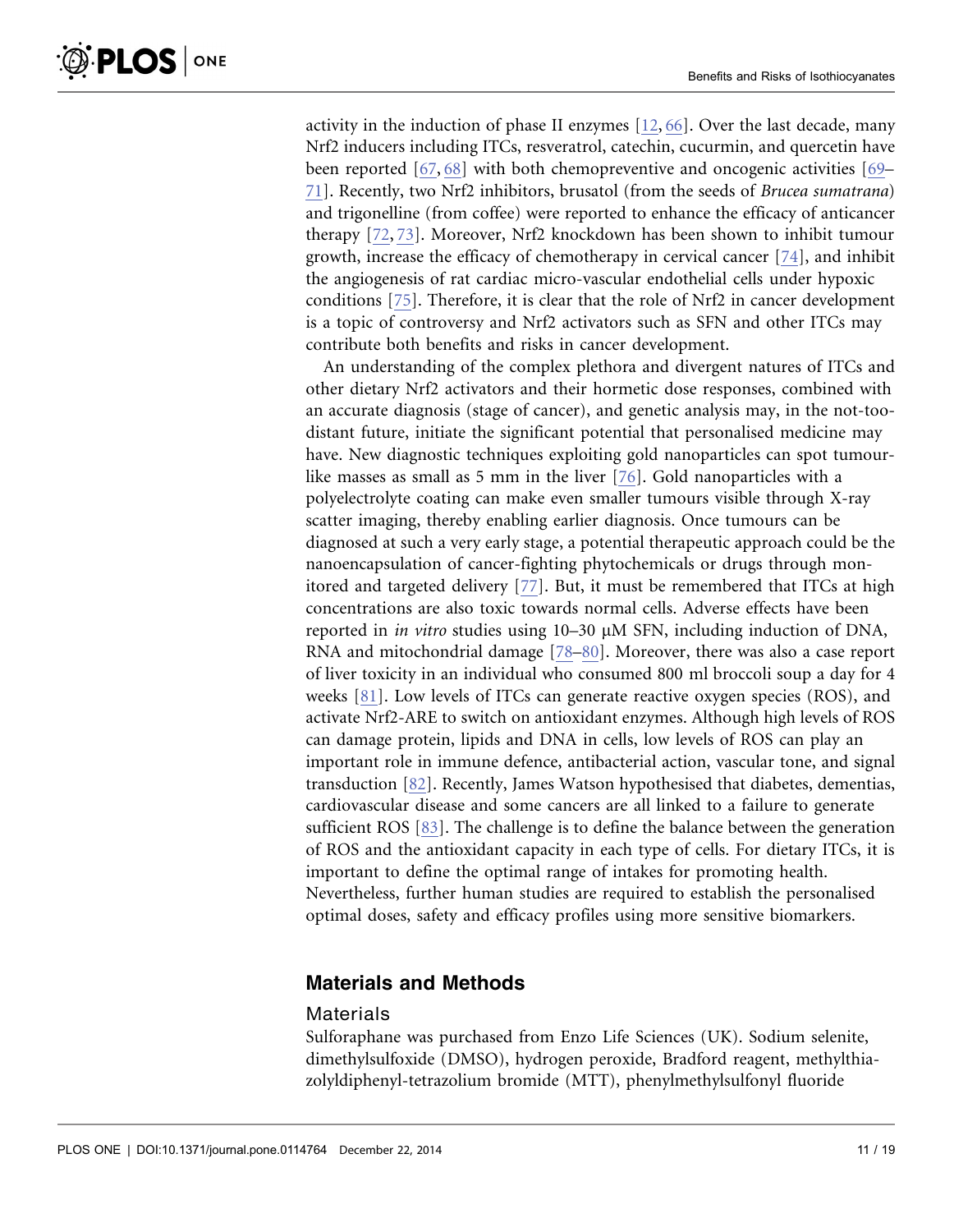activity in the induction of phase II enzymes [12, 66]. Over the last decade, many Nrf2 inducers including ITCs, resveratrol, catechin, cucurmin, and quercetin have been reported [67, 68] with both chemopreventive and oncogenic activities [69–71]. Recently, two Nrf2 inhibitors, brusatol (from the seeds of *Brucea sumatrana*) and trigonelline (from coffee) were reported to enhance the efficacy of anticancer therapy [72, 73]. Moreover, Nrf2 knockdown has been shown to inhibit tumour growth, increase the efficacy of chemotherapy in cervical cancer [74], and inhibit the angiogenesis of rat cardiac micro-vascular endothelial cells under hypoxic conditions [75]. Therefore, it is clear that the role of Nrf2 in cancer development is a topic of controversy and Nrf2 activators such as SFN and other ITCs may contribute both benefits and risks in cancer development.

An understanding of the complex plethora and divergent natures of ITCs and other dietary Nrf2 activators and their hormetic dose responses, combined with an accurate diagnosis (stage of cancer), and genetic analysis may, in the not-too-distant future, initiate the significant potential that personalised medicine may have. New diagnostic techniques exploiting gold nanoparticles can spot tumour-like masses as small as 5 mm in the liver [76]. Gold nanoparticles with a polyelectrolyte coating can make even smaller tumours visible through X-ray scatter imaging, thereby enabling earlier diagnosis. Once tumours can be diagnosed at such a very early stage, a potential therapeutic approach could be the nanoencapsulation of cancer-fighting phytochemicals or drugs through monitored and targeted delivery [77]. But, it must be remembered that ITCs at high concentrations are also toxic towards normal cells. Adverse effects have been reported in *in vitro* studies using 10–30 μM SFN, including induction of DNA, RNA and mitochondrial damage [78–80]. Moreover, there was also a case report of liver toxicity in an individual who consumed 800 ml broccoli soup a day for 4 weeks [81]. Low levels of ITCs can generate reactive oxygen species (ROS), and activate Nrf2-ARE to switch on antioxidant enzymes. Although high levels of ROS can damage protein, lipids and DNA in cells, low levels of ROS can play an important role in immune defence, antibacterial action, vascular tone, and signal transduction [82]. Recently, James Watson hypothesised that diabetes, dementias, cardiovascular disease and some cancers are all linked to a failure to generate sufficient ROS [83]. The challenge is to define the balance between the generation of ROS and the antioxidant capacity in each type of cells. For dietary ITCs, it is important to define the optimal range of intakes for promoting health. Nevertheless, further human studies are required to establish the personalised optimal doses, safety and efficacy profiles using more sensitive biomarkers.

## Materials and Methods

### Materials

Sulforaphane was purchased from Enzo Life Sciences (UK). Sodium selenite, dimethylsulfoxide (DMSO), hydrogen peroxide, Bradford reagent, methylthiazolyldiphenyl-tetrazolium bromide (MTT), phenylmethylsulfonyl fluoride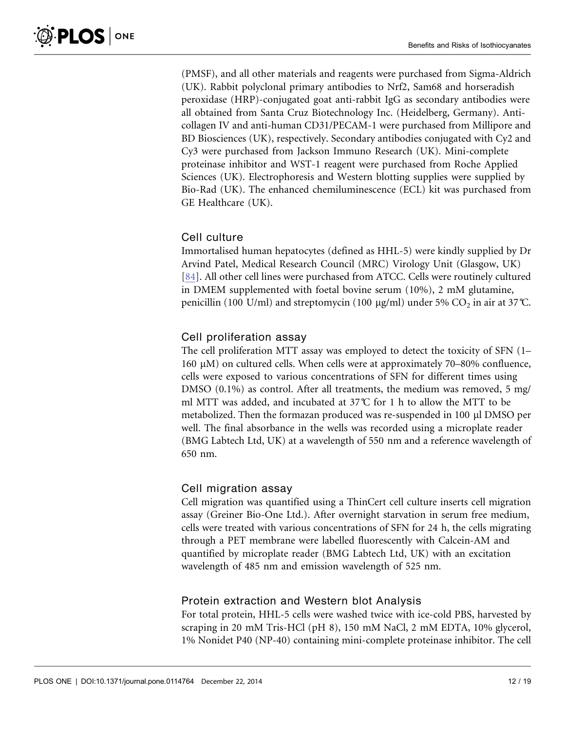(PMSF), and all other materials and reagents were purchased from Sigma-Aldrich (UK). Rabbit polyclonal primary antibodies to Nrf2, Sam68 and horseradish peroxidase (HRP)-conjugated goat anti-rabbit IgG as secondary antibodies were all obtained from Santa Cruz Biotechnology Inc. (Heidelberg, Germany). Anti-collagen IV and anti-human CD31/PECAM-1 were purchased from Millipore and BD Biosciences (UK), respectively. Secondary antibodies conjugated with Cy2 and Cy3 were purchased from Jackson Immuno Research (UK). Mini-complete proteinase inhibitor and WST-1 reagent were purchased from Roche Applied Sciences (UK). Electrophoresis and Western blotting supplies were supplied by Bio-Rad (UK). The enhanced chemiluminescence (ECL) kit was purchased from GE Healthcare (UK).

### Cell culture

Immortalised human hepatocytes (defined as HHL-5) were kindly supplied by Dr Arvind Patel, Medical Research Council (MRC) Virology Unit (Glasgow, UK) [84]. All other cell lines were purchased from ATCC. Cells were routinely cultured in DMEM supplemented with foetal bovine serum (10%), 2 mM glutamine, penicillin (100 U/ml) and streptomycin (100 μg/ml) under 5% $CO_2$ in air at 37℃.

### Cell proliferation assay

The cell proliferation MTT assay was employed to detect the toxicity of SFN (1–160 μM) on cultured cells. When cells were at approximately 70–80% confluence, cells were exposed to various concentrations of SFN for different times using DMSO (0.1%) as control. After all treatments, the medium was removed, 5 mg/ml MTT was added, and incubated at 37℃ for 1 h to allow the MTT to be metabolized. Then the formazan produced was re-suspended in 100 μl DMSO per well. The final absorbance in the wells was recorded using a microplate reader (BMG Labtech Ltd, UK) at a wavelength of 550 nm and a reference wavelength of 650 nm.

### Cell migration assay

Cell migration was quantified using a ThinCert cell culture inserts cell migration assay (Greiner Bio-One Ltd.). After overnight starvation in serum free medium, cells were treated with various concentrations of SFN for 24 h, the cells migrating through a PET membrane were labelled fluorescently with Calcein-AM and quantified by microplate reader (BMG Labtech Ltd, UK) with an excitation wavelength of 485 nm and emission wavelength of 525 nm.

### Protein extraction and Western blot Analysis

For total protein, HHL-5 cells were washed twice with ice-cold PBS, harvested by scraping in 20 mM Tris-HCl (pH 8), 150 mM NaCl, 2 mM EDTA, 10% glycerol, 1% Nonidet P40 (NP-40) containing mini-complete proteinase inhibitor. The cell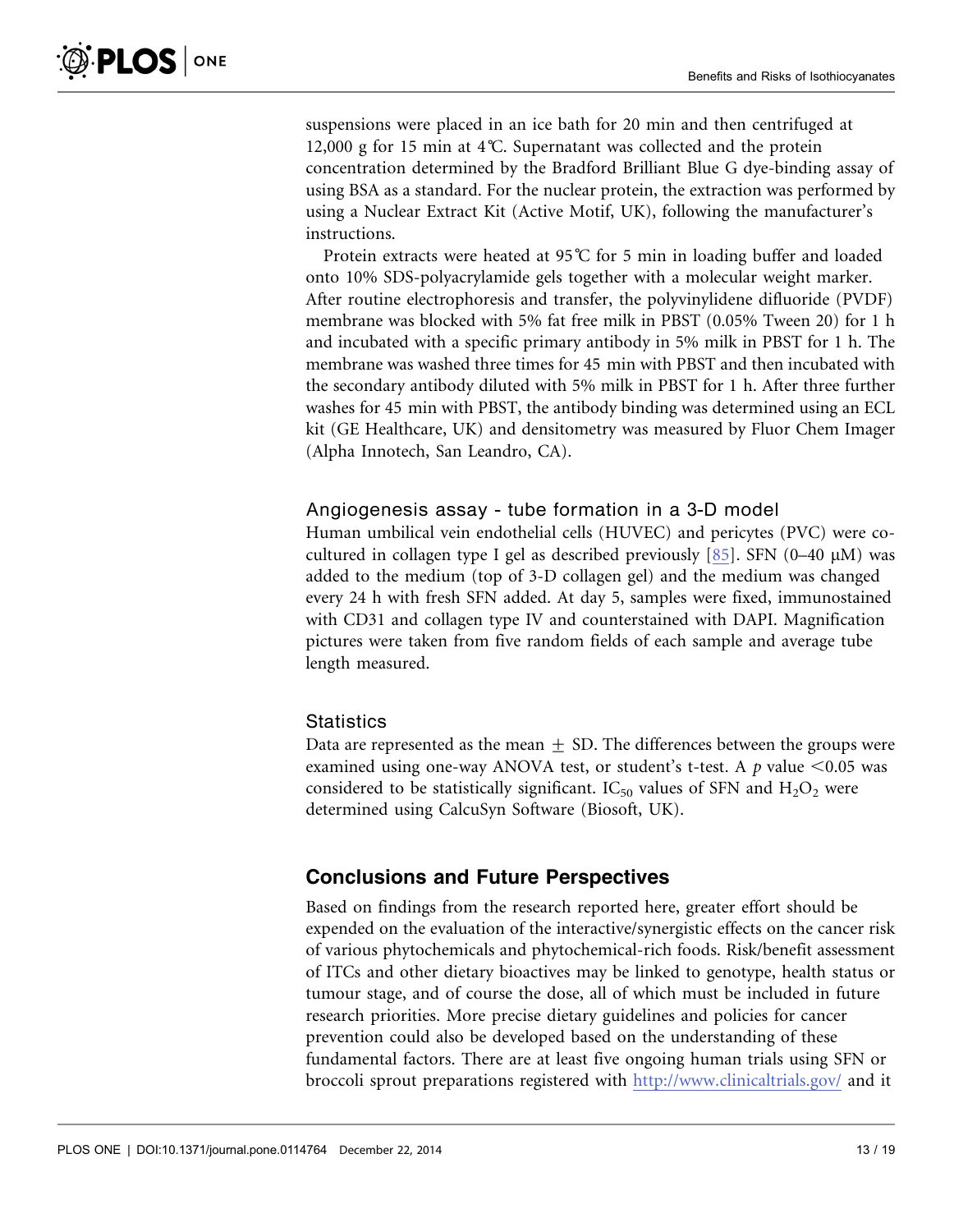suspensions were placed in an ice bath for 20 min and then centrifuged at 12,000 g for 15 min at 4℃. Supernatant was collected and the protein concentration determined by the Bradford Brilliant Blue G dye-binding assay of using BSA as a standard. For the nuclear protein, the extraction was performed by using a Nuclear Extract Kit (Active Motif, UK), following the manufacturer's instructions.

Protein extracts were heated at 95℃ for 5 min in loading buffer and loaded onto 10% SDS-polyacrylamide gels together with a molecular weight marker. After routine electrophoresis and transfer, the polyvinylidene difluoride (PVDF) membrane was blocked with 5% fat free milk in PBST (0.05% Tween 20) for 1 h and incubated with a specific primary antibody in 5% milk in PBST for 1 h. The membrane was washed three times for 45 min with PBST and then incubated with the secondary antibody diluted with 5% milk in PBST for 1 h. After three further washes for 45 min with PBST, the antibody binding was determined using an ECL kit (GE Healthcare, UK) and densitometry was measured by Fluor Chem Imager (Alpha Innotech, San Leandro, CA).

### Angiogenesis assay - tube formation in a 3-D model

Human umbilical vein endothelial cells (HUVEC) and pericytes (PVC) were co-cultured in collagen type I gel as described previously [85]. SFN (0–40 μM) was added to the medium (top of 3-D collagen gel) and the medium was changed every 24 h with fresh SFN added. At day 5, samples were fixed, immunostained with CD31 and collagen type IV and counterstained with DAPI. Magnification pictures were taken from five random fields of each sample and average tube length measured.

### Statistics

Data are represented as the mean $\pm$ SD. The differences between the groups were examined using one-way ANOVA test, or student's t-test. A $p$ value $<0.05$ was considered to be statistically significant. $IC_{50}$ values of SFN and $H_2O_2$ were determined using CalcuSyn Software (Biosoft, UK).

## Conclusions and Future Perspectives

Based on findings from the research reported here, greater effort should be expended on the evaluation of the interactive/synergistic effects on the cancer risk of various phytochemicals and phytochemical-rich foods. Risk/benefit assessment of ITCs and other dietary bioactives may be linked to genotype, health status or tumour stage, and of course the dose, all of which must be included in future research priorities. More precise dietary guidelines and policies for cancer prevention could also be developed based on the understanding of these fundamental factors. There are at least five ongoing human trials using SFN or broccoli sprout preparations registered with http://www.clinicaltrials.gov/ and it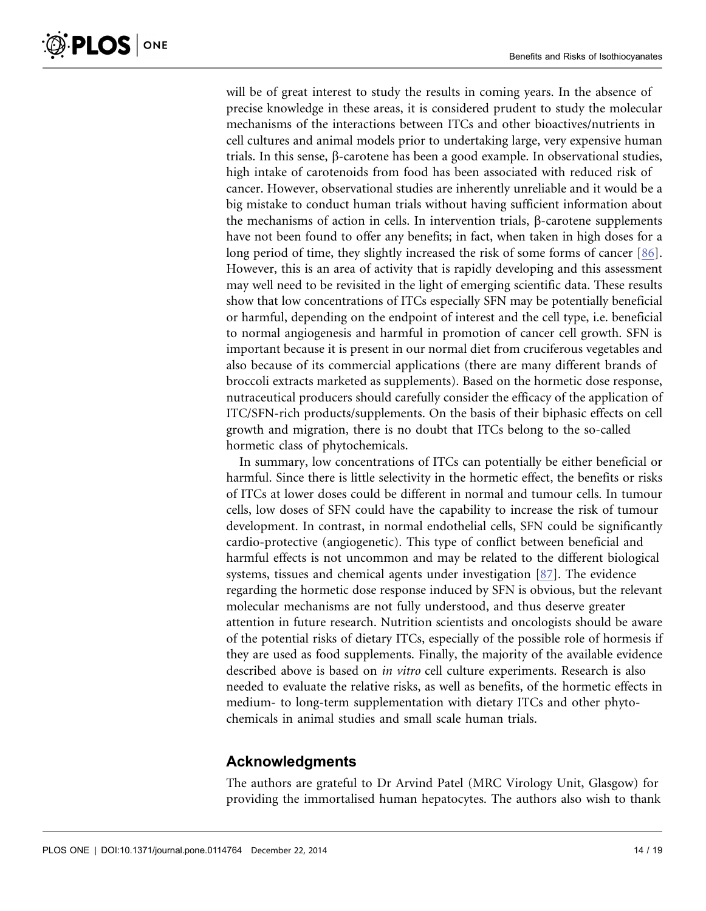will be of great interest to study the results in coming years. In the absence of precise knowledge in these areas, it is considered prudent to study the molecular mechanisms of the interactions between ITCs and other bioactives/nutrients in cell cultures and animal models prior to undertaking large, very expensive human trials. In this sense, β-carotene has been a good example. In observational studies, high intake of carotenoids from food has been associated with reduced risk of cancer. However, observational studies are inherently unreliable and it would be a big mistake to conduct human trials without having sufficient information about the mechanisms of action in cells. In intervention trials, β-carotene supplements have not been found to offer any benefits; in fact, when taken in high doses for a long period of time, they slightly increased the risk of some forms of cancer [86]. However, this is an area of activity that is rapidly developing and this assessment may well need to be revisited in the light of emerging scientific data. These results show that low concentrations of ITCs especially SFN may be potentially beneficial or harmful, depending on the endpoint of interest and the cell type, i.e. beneficial to normal angiogenesis and harmful in promotion of cancer cell growth. SFN is important because it is present in our normal diet from cruciferous vegetables and also because of its commercial applications (there are many different brands of broccoli extracts marketed as supplements). Based on the hormetic dose response, nutraceutical producers should carefully consider the efficacy of the application of ITC/SFN-rich products/supplements. On the basis of their biphasic effects on cell growth and migration, there is no doubt that ITCs belong to the so-called hormetic class of phytochemicals.

In summary, low concentrations of ITCs can potentially be either beneficial or harmful. Since there is little selectivity in the hormetic effect, the benefits or risks of ITCs at lower doses could be different in normal and tumour cells. In tumour cells, low doses of SFN could have the capability to increase the risk of tumour development. In contrast, in normal endothelial cells, SFN could be significantly cardio-protective (angiogenetic). This type of conflict between beneficial and harmful effects is not uncommon and may be related to the different biological systems, tissues and chemical agents under investigation [87]. The evidence regarding the hormetic dose response induced by SFN is obvious, but the relevant molecular mechanisms are not fully understood, and thus deserve greater attention in future research. Nutrition scientists and oncologists should be aware of the potential risks of dietary ITCs, especially of the possible role of hormesis if they are used as food supplements. Finally, the majority of the available evidence described above is based on *in vitro* cell culture experiments. Research is also needed to evaluate the relative risks, as well as benefits, of the hormetic effects in medium- to long-term supplementation with dietary ITCs and other phytochemicals in animal studies and small scale human trials.

## Acknowledgments

The authors are grateful to Dr Arvind Patel (MRC Virology Unit, Glasgow) for providing the immortalised human hepatocytes. The authors also wish to thank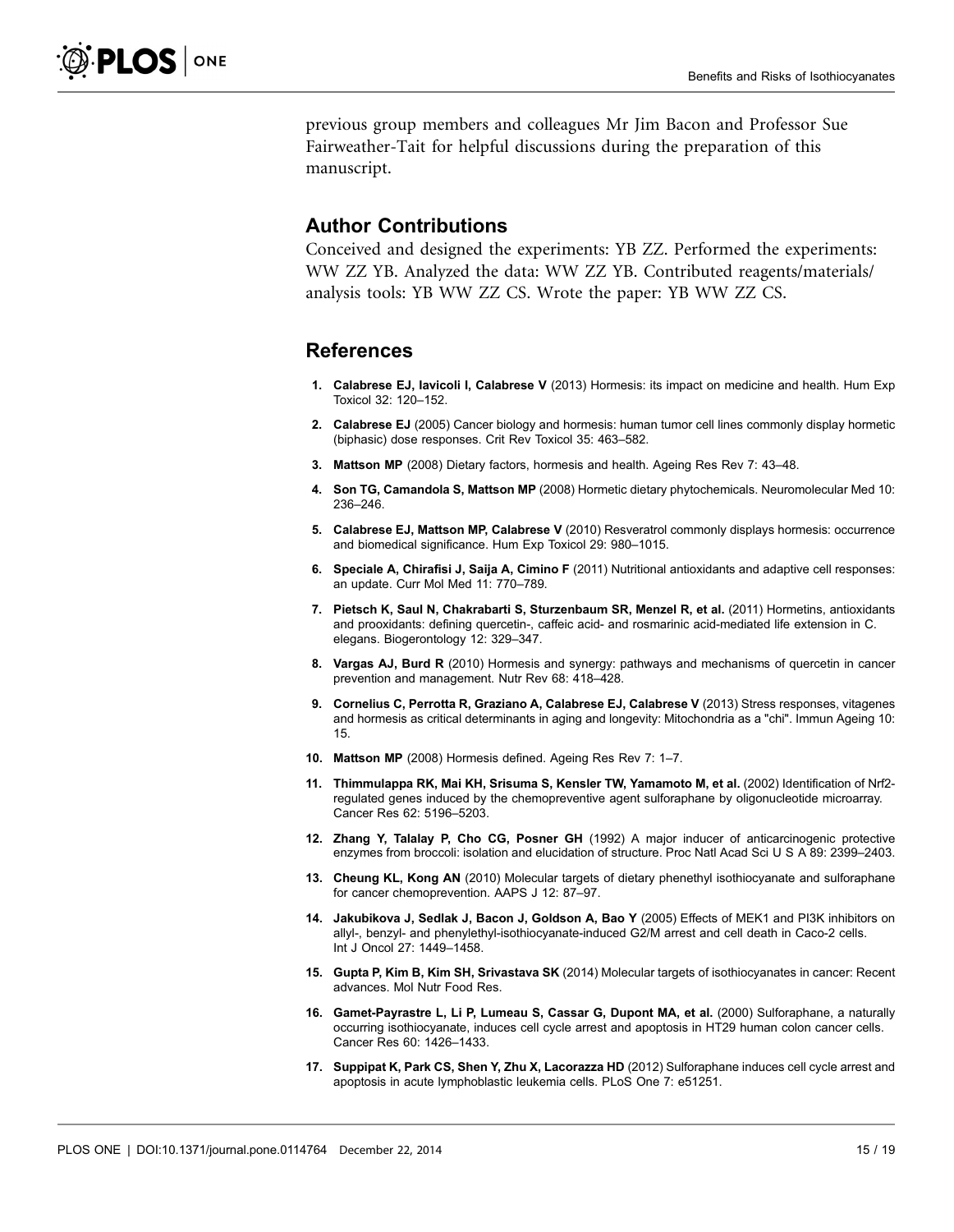previous group members and colleagues Mr Jim Bacon and Professor Sue Fairweather-Tait for helpful discussions during the preparation of this manuscript.

## Author Contributions

Conceived and designed the experiments: YB ZZ. Performed the experiments: WW ZZ YB. Analyzed the data: WW ZZ YB. Contributed reagents/materials/analysis tools: YB WW ZZ CS. Wrote the paper: YB WW ZZ CS.

## References

1. **Calabrese EJ, Iavicoli I, Calabrese V** (2013) Hormesis: its impact on medicine and health. Hum Exp Toxicol 32: 120–152.
2. **Calabrese EJ** (2005) Cancer biology and hormesis: human tumor cell lines commonly display hormetic (biphasic) dose responses. Crit Rev Toxicol 35: 463–582.
3. **Mattson MP** (2008) Dietary factors, hormesis and health. Ageing Res Rev 7: 43–48.
4. **Son TG, Camandola S, Mattson MP** (2008) Hormetic dietary phytochemicals. Neuromolecular Med 10: 236–246.
5. **Calabrese EJ, Mattson MP, Calabrese V** (2010) Resveratrol commonly displays hormesis: occurrence and biomedical significance. Hum Exp Toxicol 29: 980–1015.
6. **Speciale A, Chirafisi J, Saija A, Cimino F** (2011) Nutritional antioxidants and adaptive cell responses: an update. Curr Mol Med 11: 770–789.
7. **Pietsch K, Saul N, Chakrabarti S, Sturzenbaum SR, Menzel R, et al.** (2011) Hormetins, antioxidants and prooxidants: defining quercetin-, caffeic acid- and rosmarinic acid-mediated life extension in C. elegans. Biogerontology 12: 329–347.
8. **Vargas AJ, Burd R** (2010) Hormesis and synergy: pathways and mechanisms of quercetin in cancer prevention and management. Nutr Rev 68: 418–428.
9. **Cornelius C, Perrotta R, Graziano A, Calabrese EJ, Calabrese V** (2013) Stress responses, vitagenes and hormesis as critical determinants in aging and longevity: Mitochondria as a "chi". Immun Ageing 10: 15.
10. **Mattson MP** (2008) Hormesis defined. Ageing Res Rev 7: 1–7.
11. **Thimmulappa RK, Mai KH, Srisuma S, Kensler TW, Yamamoto M, et al.** (2002) Identification of Nrf2-regulated genes induced by the chemopreventive agent sulforaphane by oligonucleotide microarray. Cancer Res 62: 5196–5203.
12. **Zhang Y, Talalay P, Cho CG, Posner GH** (1992) A major inducer of anticarcinogenic protective enzymes from broccoli: isolation and elucidation of structure. Proc Natl Acad Sci U S A 89: 2399–2403.
13. **Cheung KL, Kong AN** (2010) Molecular targets of dietary phenethyl isothiocyanate and sulforaphane for cancer chemoprevention. AAPS J 12: 87–97.
14. **Jakubikova J, Sedlak J, Bacon J, Goldson A, Bao Y** (2005) Effects of MEK1 and PI3K inhibitors on allyl-, benzyl- and phenylethyl-isothiocyanate-induced G2/M arrest and cell death in Caco-2 cells. Int J Oncol 27: 1449–1458.
15. **Gupta P, Kim B, Kim SH, Srivastava SK** (2014) Molecular targets of isothiocyanates in cancer: Recent advances. Mol Nutr Food Res.
16. **Gamet-Payrastre L, Li P, Lumeau S, Cassar G, Dupont MA, et al.** (2000) Sulforaphane, a naturally occurring isothiocyanate, induces cell cycle arrest and apoptosis in HT29 human colon cancer cells. Cancer Res 60: 1426–1433.
17. **Suppipat K, Park CS, Shen Y, Zhu X, Lacorazza HD** (2012) Sulforaphane induces cell cycle arrest and apoptosis in acute lymphoblastic leukemia cells. PLoS One 7: e51251.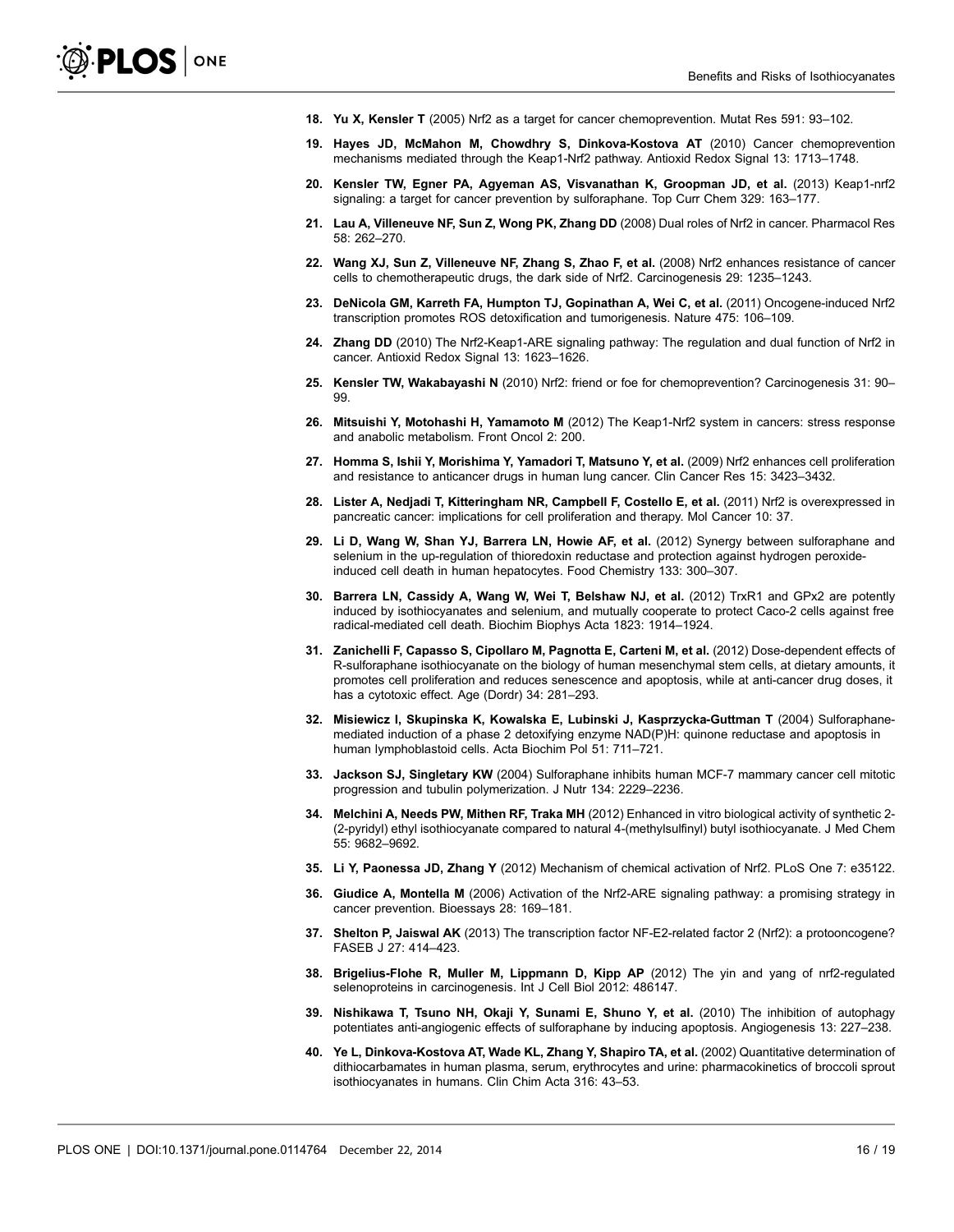18. **Yu X, Kensler T** (2005) Nrf2 as a target for cancer chemoprevention. Mutat Res 591: 93–102.

19. **Hayes JD, McMahon M, Chowdhry S, Dinkova-Kostova AT** (2010) Cancer chemoprevention mechanisms mediated through the Keap1-Nrf2 pathway. Antioxid Redox Signal 13: 1713–1748.

20. **Kensler TW, Egner PA, Agyeman AS, Visvanathan K, Groopman JD, et al.** (2013) Keap1-nrf2 signaling: a target for cancer prevention by sulforaphane. Top Curr Chem 329: 163–177.

21. **Lau A, Villeneuve NF, Sun Z, Wong PK, Zhang DD** (2008) Dual roles of Nrf2 in cancer. Pharmacol Res 58: 262–270.

22. **Wang XJ, Sun Z, Villeneuve NF, Zhang S, Zhao F, et al.** (2008) Nrf2 enhances resistance of cancer cells to chemotherapeutic drugs, the dark side of Nrf2. Carcinogenesis 29: 1235–1243.

23. **DeNicola GM, Karreth FA, Humpton TJ, Gopinathan A, Wei C, et al.** (2011) Oncogene-induced Nrf2 transcription promotes ROS detoxification and tumorigenesis. Nature 475: 106–109.

24. **Zhang DD** (2010) The Nrf2-Keap1-ARE signaling pathway: The regulation and dual function of Nrf2 in cancer. Antioxid Redox Signal 13: 1623–1626.

25. **Kensler TW, Wakabayashi N** (2010) Nrf2: friend or foe for chemoprevention? Carcinogenesis 31: 90–99.

26. **Mitsuishi Y, Motohashi H, Yamamoto M** (2012) The Keap1-Nrf2 system in cancers: stress response and anabolic metabolism. Front Oncol 2: 200.

27. **Homma S, Ishii Y, Morishima Y, Yamadori T, Matsuno Y, et al.** (2009) Nrf2 enhances cell proliferation and resistance to anticancer drugs in human lung cancer. Clin Cancer Res 15: 3423–3432.

28. **Lister A, Nedjadi T, Kitteringham NR, Campbell F, Costello E, et al.** (2011) Nrf2 is overexpressed in pancreatic cancer: implications for cell proliferation and therapy. Mol Cancer 10: 37.

29. **Li D, Wang W, Shan YJ, Barrera LN, Howie AF, et al.** (2012) Synergy between sulforaphane and selenium in the up-regulation of thioredoxin reductase and protection against hydrogen peroxide-induced cell death in human hepatocytes. Food Chemistry 133: 300–307.

30. **Barrera LN, Cassidy A, Wang W, Wei T, Belshaw NJ, et al.** (2012) TrxR1 and GPx2 are potently induced by isothiocyanates and selenium, and mutually cooperate to protect Caco-2 cells against free radical-mediated cell death. Biochim Biophys Acta 1823: 1914–1924.

31. **Zanichelli F, Capasso S, Cipollaro M, Pagnotta E, Carteni M, et al.** (2012) Dose-dependent effects of R-sulforaphane isothiocyanate on the biology of human mesenchymal stem cells, at dietary amounts, it promotes cell proliferation and reduces senescence and apoptosis, while at anti-cancer drug doses, it has a cytotoxic effect. Age (Dordr) 34: 281–293.

32. **Misiewicz I, Skupinska K, Kowalska E, Lubinski J, Kasprzycka-Guttman T** (2004) Sulforaphane-mediated induction of a phase 2 detoxifying enzyme NAD(P)H: quinone reductase and apoptosis in human lymphoblastoid cells. Acta Biochim Pol 51: 711–721.

33. **Jackson SJ, Singletary KW** (2004) Sulforaphane inhibits human MCF-7 mammary cancer cell mitotic progression and tubulin polymerization. J Nutr 134: 2229–2236.

34. **Melchini A, Needs PW, Mithen RF, Traka MH** (2012) Enhanced in vitro biological activity of synthetic 2-(2-pyridyl) ethyl isothiocyanate compared to natural 4-(methylsulfinyl) butyl isothiocyanate. J Med Chem 55: 9682–9692.

35. **Li Y, Paonessa JD, Zhang Y** (2012) Mechanism of chemical activation of Nrf2. PLoS One 7: e35122.

36. **Giudice A, Montella M** (2006) Activation of the Nrf2-ARE signaling pathway: a promising strategy in cancer prevention. Bioessays 28: 169–181.

37. **Shelton P, Jaiswal AK** (2013) The transcription factor NF-E2-related factor 2 (Nrf2): a protooncogene? FASEB J 27: 414–423.

38. **Brigelius-Flohe R, Muller M, Lippmann D, Kipp AP** (2012) The yin and yang of nrf2-regulated selenoproteins in carcinogenesis. Int J Cell Biol 2012: 486147.

39. **Nishikawa T, Tsuno NH, Okaji Y, Sunami E, Shuno Y, et al.** (2010) The inhibition of autophagy potentiates anti-angiogenic effects of sulforaphane by inducing apoptosis. Angiogenesis 13: 227–238.

40. **Ye L, Dinkova-Kostova AT, Wade KL, Zhang Y, Shapiro TA, et al.** (2002) Quantitative determination of dithiocarbamates in human plasma, serum, erythrocytes and urine: pharmacokinetics of broccoli sprout isothiocyanates in humans. Clin Chim Acta 316: 43–53.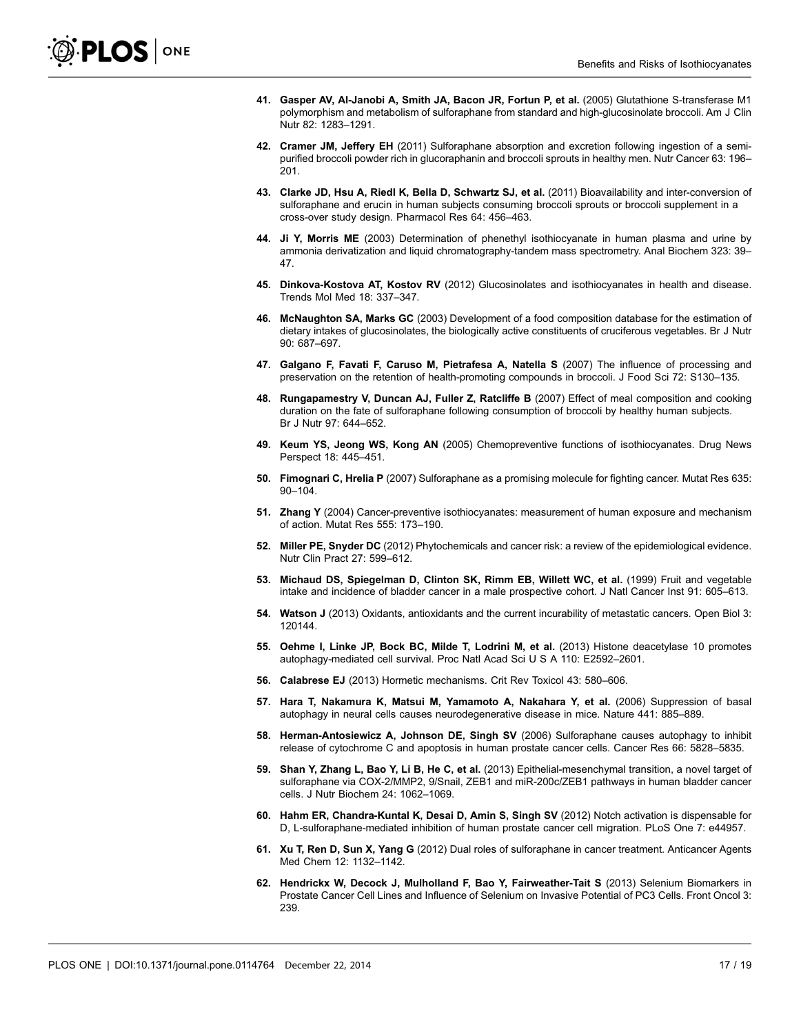41. **Gasper AV, Al-Janobi A, Smith JA, Bacon JR, Fortun P, et al.** (2005) Glutathione S-transferase M1 polymorphism and metabolism of sulforaphane from standard and high-glucosinolate broccoli. Am J Clin Nutr 82: 1283–1291.

42. **Cramer JM, Jeffery EH** (2011) Sulforaphane absorption and excretion following ingestion of a semi-purified broccoli powder rich in glucoraphanin and broccoli sprouts in healthy men. Nutr Cancer 63: 196–201.

43. **Clarke JD, Hsu A, Riedl K, Bella D, Schwartz SJ, et al.** (2011) Bioavailability and inter-conversion of sulforaphane and erucin in human subjects consuming broccoli sprouts or broccoli supplement in a cross-over study design. Pharmacol Res 64: 456–463.

44. **Ji Y, Morris ME** (2003) Determination of phenethyl isothiocyanate in human plasma and urine by ammonia derivatization and liquid chromatography-tandem mass spectrometry. Anal Biochem 323: 39–47.

45. **Dinkova-Kostova AT, Kostov RV** (2012) Glucosinolates and isothiocyanates in health and disease. Trends Mol Med 18: 337–347.

46. **McNaughton SA, Marks GC** (2003) Development of a food composition database for the estimation of dietary intakes of glucosinolates, the biologically active constituents of cruciferous vegetables. Br J Nutr 90: 687–697.

47. **Galgano F, Favati F, Caruso M, Pietrafesa A, Natella S** (2007) The influence of processing and preservation on the retention of health-promoting compounds in broccoli. J Food Sci 72: S130–135.

48. **Rungapamestry V, Duncan AJ, Fuller Z, Ratcliffe B** (2007) Effect of meal composition and cooking duration on the fate of sulforaphane following consumption of broccoli by healthy human subjects. Br J Nutr 97: 644–652.

49. **Keum YS, Jeong WS, Kong AN** (2005) Chemopreventive functions of isothiocyanates. Drug News Perspect 18: 445–451.

50. **Fimognari C, Hrelia P** (2007) Sulforaphane as a promising molecule for fighting cancer. Mutat Res 635: 90–104.

51. **Zhang Y** (2004) Cancer-preventive isothiocyanates: measurement of human exposure and mechanism of action. Mutat Res 555: 173–190.

52. **Miller PE, Snyder DC** (2012) Phytochemicals and cancer risk: a review of the epidemiological evidence. Nutr Clin Pract 27: 599–612.

53. **Michaud DS, Spiegelman D, Clinton SK, Rimm EB, Willett WC, et al.** (1999) Fruit and vegetable intake and incidence of bladder cancer in a male prospective cohort. J Natl Cancer Inst 91: 605–613.

54. **Watson J** (2013) Oxidants, antioxidants and the current incurability of metastatic cancers. Open Biol 3: 120144.

55. **Oehme I, Linke JP, Bock BC, Milde T, Lodrini M, et al.** (2013) Histone deacetylase 10 promotes autophagy-mediated cell survival. Proc Natl Acad Sci U S A 110: E2592–2601.

56. **Calabrese EJ** (2013) Hormetic mechanisms. Crit Rev Toxicol 43: 580–606.

57. **Hara T, Nakamura K, Matsui M, Yamamoto A, Nakahara Y, et al.** (2006) Suppression of basal autophagy in neural cells causes neurodegenerative disease in mice. Nature 441: 885–889.

58. **Herman-Antosiewicz A, Johnson DE, Singh SV** (2006) Sulforaphane causes autophagy to inhibit release of cytochrome C and apoptosis in human prostate cancer cells. Cancer Res 66: 5828–5835.

59. **Shan Y, Zhang L, Bao Y, Li B, He C, et al.** (2013) Epithelial-mesenchymal transition, a novel target of sulforaphane via COX-2/MMP2, 9/Snail, ZEB1 and miR-200c/ZEB1 pathways in human bladder cancer cells. J Nutr Biochem 24: 1062–1069.

60. **Hahm ER, Chandra-Kuntal K, Desai D, Amin S, Singh SV** (2012) Notch activation is dispensable for D, L-sulforaphane-mediated inhibition of human prostate cancer cell migration. PLoS One 7: e44957.

61. **Xu T, Ren D, Sun X, Yang G** (2012) Dual roles of sulforaphane in cancer treatment. Anticancer Agents Med Chem 12: 1132–1142.

62. **Hendrickx W, Decock J, Mulholland F, Bao Y, Fairweather-Tait S** (2013) Selenium Biomarkers in Prostate Cancer Cell Lines and Influence of Selenium on Invasive Potential of PC3 Cells. Front Oncol 3: 239.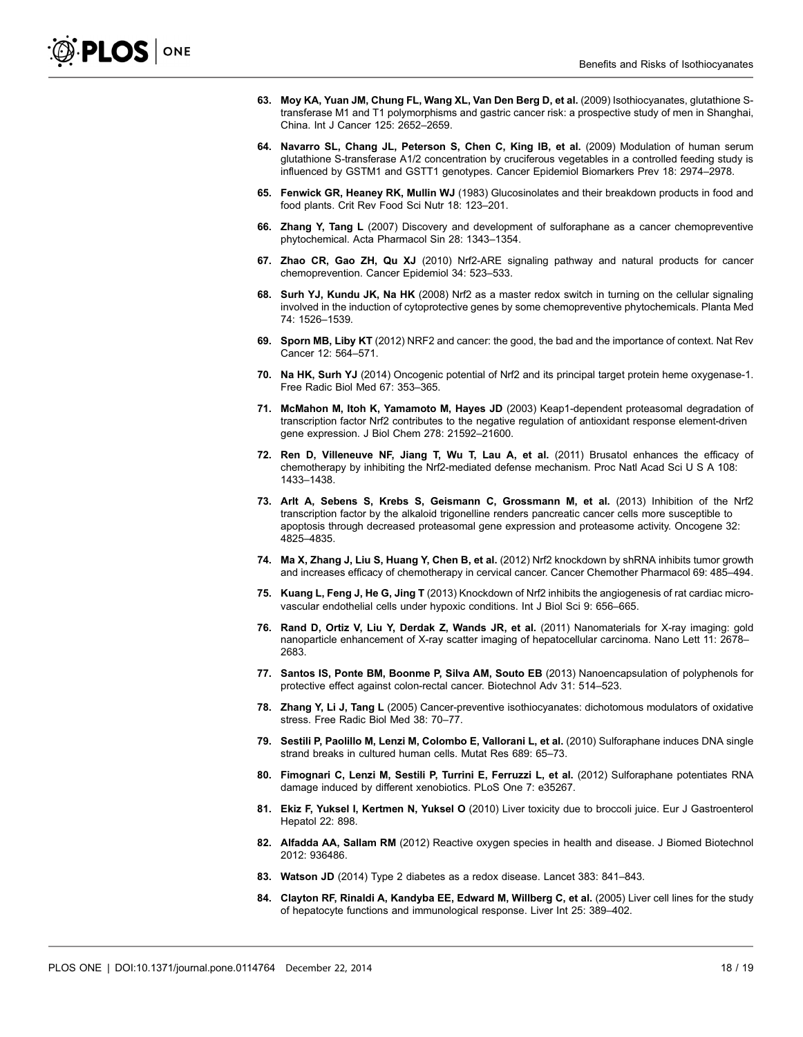63. **Moy KA, Yuan JM, Chung FL, Wang XL, Van Den Berg D, et al.** (2009) Isothiocyanates, glutathione S-transferase M1 and T1 polymorphisms and gastric cancer risk: a prospective study of men in Shanghai, China. Int J Cancer 125: 2652–2659.

64. **Navarro SL, Chang JL, Peterson S, Chen C, King IB, et al.** (2009) Modulation of human serum glutathione S-transferase A1/2 concentration by cruciferous vegetables in a controlled feeding study is influenced by GSTM1 and GSTT1 genotypes. Cancer Epidemiol Biomarkers Prev 18: 2974–2978.

65. **Fenwick GR, Heaney RK, Mullin WJ** (1983) Glucosinolates and their breakdown products in food and food plants. Crit Rev Food Sci Nutr 18: 123–201.

66. **Zhang Y, Tang L** (2007) Discovery and development of sulforaphane as a cancer chemopreventive phytochemical. Acta Pharmacol Sin 28: 1343–1354.

67. **Zhao CR, Gao ZH, Qu XJ** (2010) Nrf2-ARE signaling pathway and natural products for cancer chemoprevention. Cancer Epidemiol 34: 523–533.

68. **Surh YJ, Kundu JK, Na HK** (2008) Nrf2 as a master redox switch in turning on the cellular signaling involved in the induction of cytoprotective genes by some chemopreventive phytochemicals. Planta Med 74: 1526–1539.

69. **Sporn MB, Liby KT** (2012) NRF2 and cancer: the good, the bad and the importance of context. Nat Rev Cancer 12: 564–571.

70. **Na HK, Surh YJ** (2014) Oncogenic potential of Nrf2 and its principal target protein heme oxygenase-1. Free Radic Biol Med 67: 353–365.

71. **McMahon M, Itoh K, Yamamoto M, Hayes JD** (2003) Keap1-dependent proteasomal degradation of transcription factor Nrf2 contributes to the negative regulation of antioxidant response element-driven gene expression. J Biol Chem 278: 21592–21600.

72. **Ren D, Villeneuve NF, Jiang T, Wu T, Lau A, et al.** (2011) Brusatol enhances the efficacy of chemotherapy by inhibiting the Nrf2-mediated defense mechanism. Proc Natl Acad Sci U S A 108: 1433–1438.

73. **Arlt A, Sebens S, Krebs S, Geismann C, Grossmann M, et al.** (2013) Inhibition of the Nrf2 transcription factor by the alkaloid trigonelline renders pancreatic cancer cells more susceptible to apoptosis through decreased proteasomal gene expression and proteasome activity. Oncogene 32: 4825–4835.

74. **Ma X, Zhang J, Liu S, Huang Y, Chen B, et al.** (2012) Nrf2 knockdown by shRNA inhibits tumor growth and increases efficacy of chemotherapy in cervical cancer. Cancer Chemother Pharmacol 69: 485–494.

75. **Kuang L, Feng J, He G, Jing T** (2013) Knockdown of Nrf2 inhibits the angiogenesis of rat cardiac micro-vascular endothelial cells under hypoxic conditions. Int J Biol Sci 9: 656–665.

76. **Rand D, Ortiz V, Liu Y, Derdak Z, Wands JR, et al.** (2011) Nanomaterials for X-ray imaging: gold nanoparticle enhancement of X-ray scatter imaging of hepatocellular carcinoma. Nano Lett 11: 2678–2683.

77. **Santos IS, Ponte BM, Boonme P, Silva AM, Souto EB** (2013) Nanoencapsulation of polyphenols for protective effect against colon-rectal cancer. Biotechnol Adv 31: 514–523.

78. **Zhang Y, Li J, Tang L** (2005) Cancer-preventive isothiocyanates: dichotomous modulators of oxidative stress. Free Radic Biol Med 38: 70–77.

79. **Sestili P, Paolillo M, Lenzi M, Colombo E, Vallorani L, et al.** (2010) Sulforaphane induces DNA single strand breaks in cultured human cells. Mutat Res 689: 65–73.

80. **Fimognari C, Lenzi M, Sestili P, Turrini E, Ferruzzi L, et al.** (2012) Sulforaphane potentiates RNA damage induced by different xenobiotics. PLoS One 7: e35267.

81. **Ekiz F, Yuksel I, Kertmen N, Yuksel O** (2010) Liver toxicity due to broccoli juice. Eur J Gastroenterol Hepatol 22: 898.

82. **Alfadda AA, Sallam RM** (2012) Reactive oxygen species in health and disease. J Biomed Biotechnol 2012: 936486.

83. **Watson JD** (2014) Type 2 diabetes as a redox disease. Lancet 383: 841–843.

84. **Clayton RF, Rinaldi A, Kandyba EE, Edward M, Willberg C, et al.** (2005) Liver cell lines for the study of hepatocyte functions and immunological response. Liver Int 25: 389–402.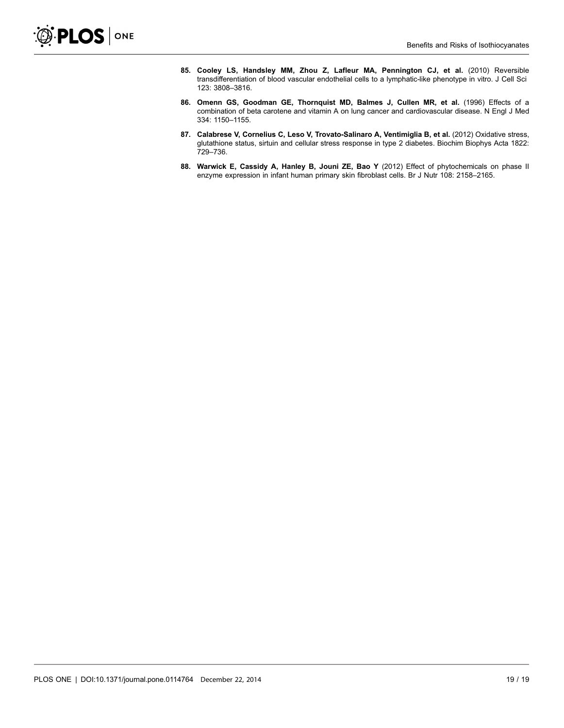85. **Cooley LS, Handsley MM, Zhou Z, Lafleur MA, Pennington CJ, et al.** (2010) Reversible transdifferentiation of blood vascular endothelial cells to a lymphatic-like phenotype in vitro. J Cell Sci 123: 3808–3816.

86. **Omenn GS, Goodman GE, Thornquist MD, Balmes J, Cullen MR, et al.** (1996) Effects of a combination of beta carotene and vitamin A on lung cancer and cardiovascular disease. N Engl J Med 334: 1150–1155.

87. **Calabrese V, Cornelius C, Leso V, Trovato-Salinaro A, Ventimiglia B, et al.** (2012) Oxidative stress, glutathione status, sirtuin and cellular stress response in type 2 diabetes. Biochim Biophys Acta 1822: 729–736.

88. **Warwick E, Cassidy A, Hanley B, Jouni ZE, Bao Y** (2012) Effect of phytochemicals on phase II enzyme expression in infant human primary skin fibroblast cells. Br J Nutr 108: 2158–2165.